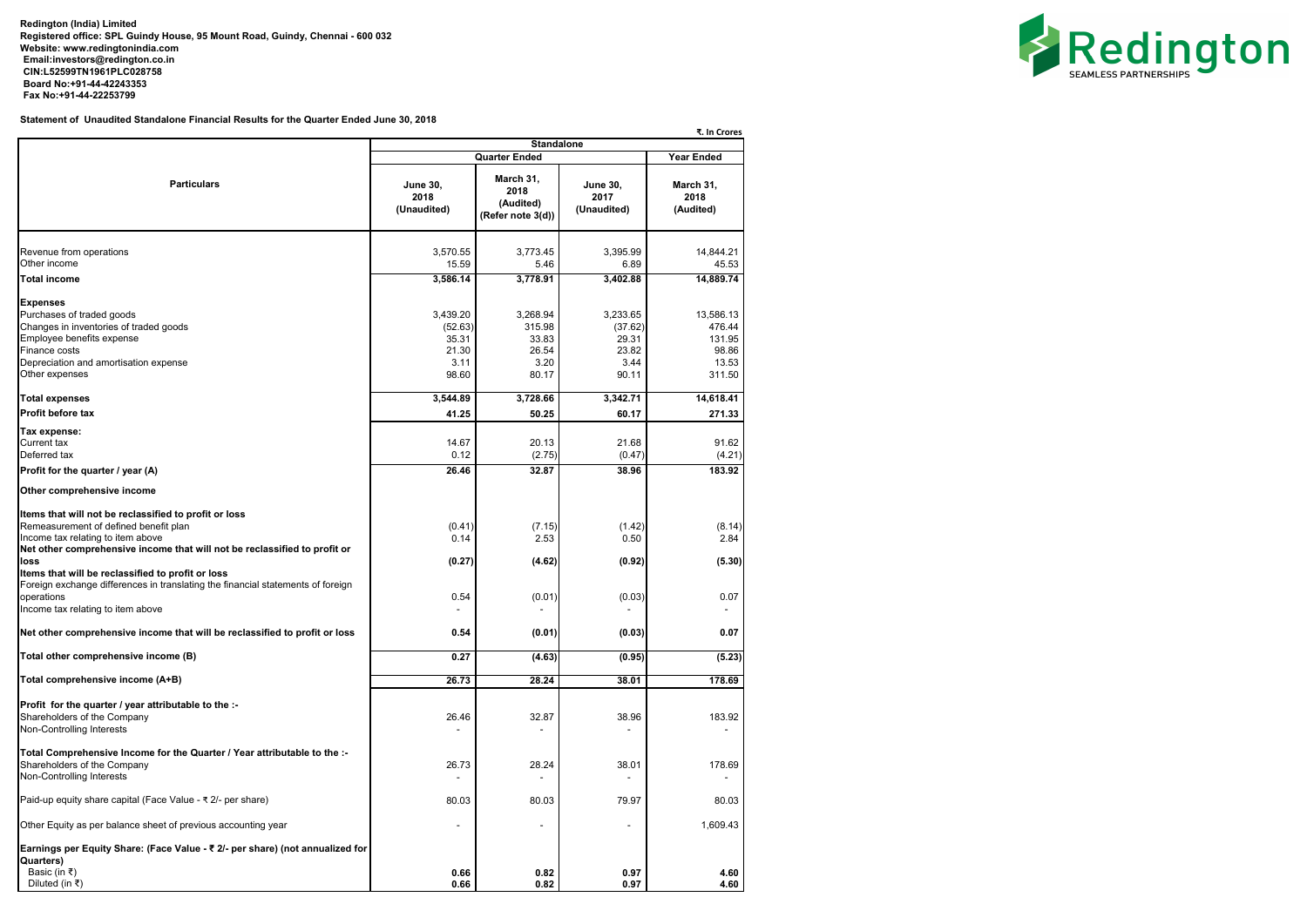**Redington (India) Limited**
**Registered office: SPL Guindy House, 95 Mount Road, Guindy, Chennai - 600 032**
**Website: www.redingtonindia.com**
**Email:investors@redington.co.in**
**CIN:L52599TN1961PLC028758**
**Board No:+91-44-42243353**
**Fax No:+91-44-22253799**

**Statement of Unaudited Standalone Financial Results for the Quarter Ended June 30, 2018**

₹. In Crores

| Particulars | Standalone | | | |
|---|---|---|---|---|
| | Quarter Ended | | | Year Ended |
| | June 30, 2018 (Unaudited) | March 31, 2018 (Audited) (Refer note 3(d)) | June 30, 2017 (Unaudited) | March 31, 2018 (Audited) |
| Revenue from operations | 3,570.55 | 3,773.45 | 3,395.99 | 14,844.21 |
| Other income | 15.59 | 5.46 | 6.89 | 45.53 |
| **Total income** | **3,586.14** | **3,778.91** | **3,402.88** | **14,889.74** |
| **Expenses** | | | | |
| Purchases of traded goods | 3,439.20 | 3,268.94 | 3,233.65 | 13,586.13 |
| Changes in inventories of traded goods | (52.63) | 315.98 | (37.62) | 476.44 |
| Employee benefits expense | 35.31 | 33.83 | 29.31 | 131.95 |
| Finance costs | 21.30 | 26.54 | 23.82 | 98.86 |
| Depreciation and amortisation expense | 3.11 | 3.20 | 3.44 | 13.53 |
| Other expenses | 98.60 | 80.17 | 90.11 | 311.50 |
| **Total expenses** | **3,544.89** | **3,728.66** | **3,342.71** | **14,618.41** |
| **Profit before tax** | **41.25** | **50.25** | **60.17** | **271.33** |
| **Tax expense:** | | | | |
| Current tax | 14.67 | 20.13 | 21.68 | 91.62 |
| Deferred tax | 0.12 | (2.75) | (0.47) | (4.21) |
| **Profit for the quarter / year (A)** | **26.46** | **32.87** | **38.96** | **183.92** |
| **Other comprehensive income** | | | | |
| **Items that will not be reclassified to profit or loss** | | | | |
| Remeasurement of defined benefit plan | (0.41) | (7.15) | (1.42) | (8.14) |
| Income tax relating to item above | 0.14 | 2.53 | 0.50 | 2.84 |
| **Net other comprehensive income that will not be reclassified to profit or loss** | **(0.27)** | **(4.62)** | **(0.92)** | **(5.30)** |
| **Items that will be reclassified to profit or loss** | | | | |
| Foreign exchange differences in translating the financial statements of foreign operations | 0.54 | (0.01) | (0.03) | 0.07 |
| Income tax relating to item above | - | - | - | - |
| **Net other comprehensive income that will be reclassified to profit or loss** | **0.54** | **(0.01)** | **(0.03)** | **0.07** |
| **Total other comprehensive income (B)** | **0.27** | **(4.63)** | **(0.95)** | **(5.23)** |
| **Total comprehensive income (A+B)** | **26.73** | **28.24** | **38.01** | **178.69** |
| **Profit for the quarter / year attributable to the :-** | | | | |
| Shareholders of the Company | 26.46 | 32.87 | 38.96 | 183.92 |
| Non-Controlling Interests | - | - | - | - |
| **Total Comprehensive Income for the Quarter / Year attributable to the :-** | | | | |
| Shareholders of the Company | 26.73 | 28.24 | 38.01 | 178.69 |
| Non-Controlling Interests | - | - | - | - |
| Paid-up equity share capital (Face Value - ₹ 2/- per share) | 80.03 | 80.03 | 79.97 | 80.03 |
| Other Equity as per balance sheet of previous accounting year | - | - | - | 1,609.43 |
| **Earnings per Equity Share: (Face Value - ₹ 2/- per share) (not annualized for Quarters)** | | | | |
| Basic (in ₹) | **0.66** | **0.82** | **0.97** | **4.60** |
| Diluted (in ₹) | **0.66** | **0.82** | **0.97** | **4.60** |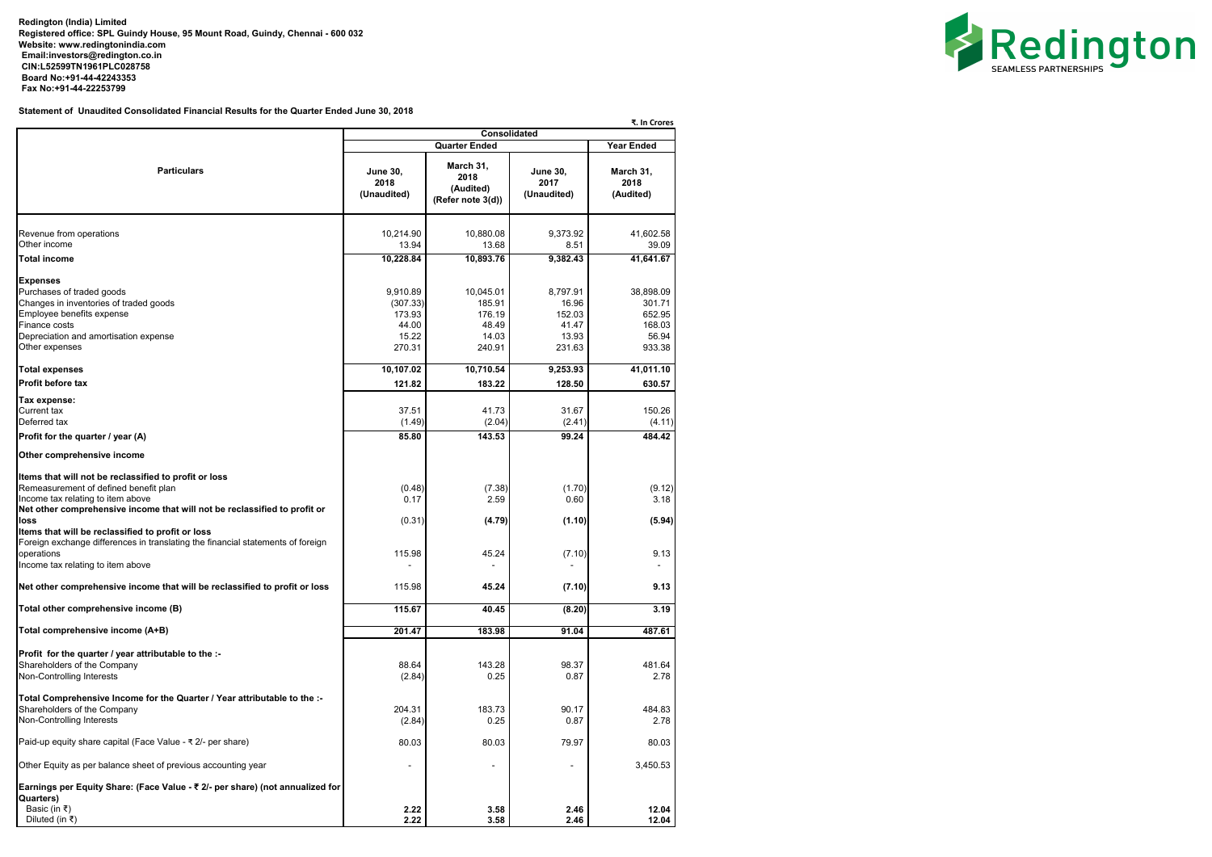**Redington (India) Limited**
**Registered office: SPL Guindy House, 95 Mount Road, Guindy, Chennai - 600 032**
**Website: www.redingtonindia.com**
**Email:investors@redington.co.in**
**CIN:L52599TN1961PLC028758**
**Board No:+91-44-42243353**
**Fax No:+91-44-22253799**

**Statement of Unaudited Consolidated Financial Results for the Quarter Ended June 30, 2018**

₹. In Crores

| Particulars | Consolidated | | | |
|---|---|---|---|---|
| | Quarter Ended | | | Year Ended |
| | June 30, 2018 (Unaudited) | March 31, 2018 (Audited) (Refer note 3(d)) | June 30, 2017 (Unaudited) | March 31, 2018 (Audited) |
| Revenue from operations | 10,214.90 | 10,880.08 | 9,373.92 | 41,602.58 |
| Other income | 13.94 | 13.68 | 8.51 | 39.09 |
| **Total income** | **10,228.84** | **10,893.76** | **9,382.43** | **41,641.67** |
| **Expenses** | | | | |
| Purchases of traded goods | 9,910.89 | 10,045.01 | 8,797.91 | 38,898.09 |
| Changes in inventories of traded goods | (307.33) | 185.91 | 16.96 | 301.71 |
| Employee benefits expense | 173.93 | 176.19 | 152.03 | 652.95 |
| Finance costs | 44.00 | 48.49 | 41.47 | 168.03 |
| Depreciation and amortisation expense | 15.22 | 14.03 | 13.93 | 56.94 |
| Other expenses | 270.31 | 240.91 | 231.63 | 933.38 |
| **Total expenses** | **10,107.02** | **10,710.54** | **9,253.93** | **41,011.10** |
| **Profit before tax** | **121.82** | **183.22** | **128.50** | **630.57** |
| **Tax expense:** | | | | |
| Current tax | 37.51 | 41.73 | 31.67 | 150.26 |
| Deferred tax | (1.49) | (2.04) | (2.41) | (4.11) |
| **Profit for the quarter / year (A)** | **85.80** | **143.53** | **99.24** | **484.42** |
| **Other comprehensive income** | | | | |
| **Items that will not be reclassified to profit or loss** | | | | |
| Remeasurement of defined benefit plan | (0.48) | (7.38) | (1.70) | (9.12) |
| Income tax relating to item above | 0.17 | 2.59 | 0.60 | 3.18 |
| **Net other comprehensive income that will not be reclassified to profit or loss** | (0.31) | **(4.79)** | **(1.10)** | **(5.94)** |
| **Items that will be reclassified to profit or loss** | | | | |
| Foreign exchange differences in translating the financial statements of foreign operations | 115.98 | 45.24 | (7.10) | 9.13 |
| Income tax relating to item above | - | - | - | - |
| **Net other comprehensive income that will be reclassified to profit or loss** | 115.98 | **45.24** | **(7.10)** | **9.13** |
| **Total other comprehensive income (B)** | **115.67** | **40.45** | **(8.20)** | **3.19** |
| **Total comprehensive income (A+B)** | **201.47** | **183.98** | **91.04** | **487.61** |
| **Profit for the quarter / year attributable to the :-** | | | | |
| Shareholders of the Company | 88.64 | 143.28 | 98.37 | 481.64 |
| Non-Controlling Interests | (2.84) | 0.25 | 0.87 | 2.78 |
| **Total Comprehensive Income for the Quarter / Year attributable to the :-** | | | | |
| Shareholders of the Company | 204.31 | 183.73 | 90.17 | 484.83 |
| Non-Controlling Interests | (2.84) | 0.25 | 0.87 | 2.78 |
| Paid-up equity share capital (Face Value - ₹ 2/- per share) | 80.03 | 80.03 | 79.97 | 80.03 |
| Other Equity as per balance sheet of previous accounting year | - | - | - | 3,450.53 |
| **Earnings per Equity Share: (Face Value - ₹ 2/- per share) (not annualized for Quarters)** | | | | |
| Basic (in ₹) | **2.22** | **3.58** | **2.46** | **12.04** |
| Diluted (in ₹) | **2.22** | **3.58** | **2.46** | **12.04** |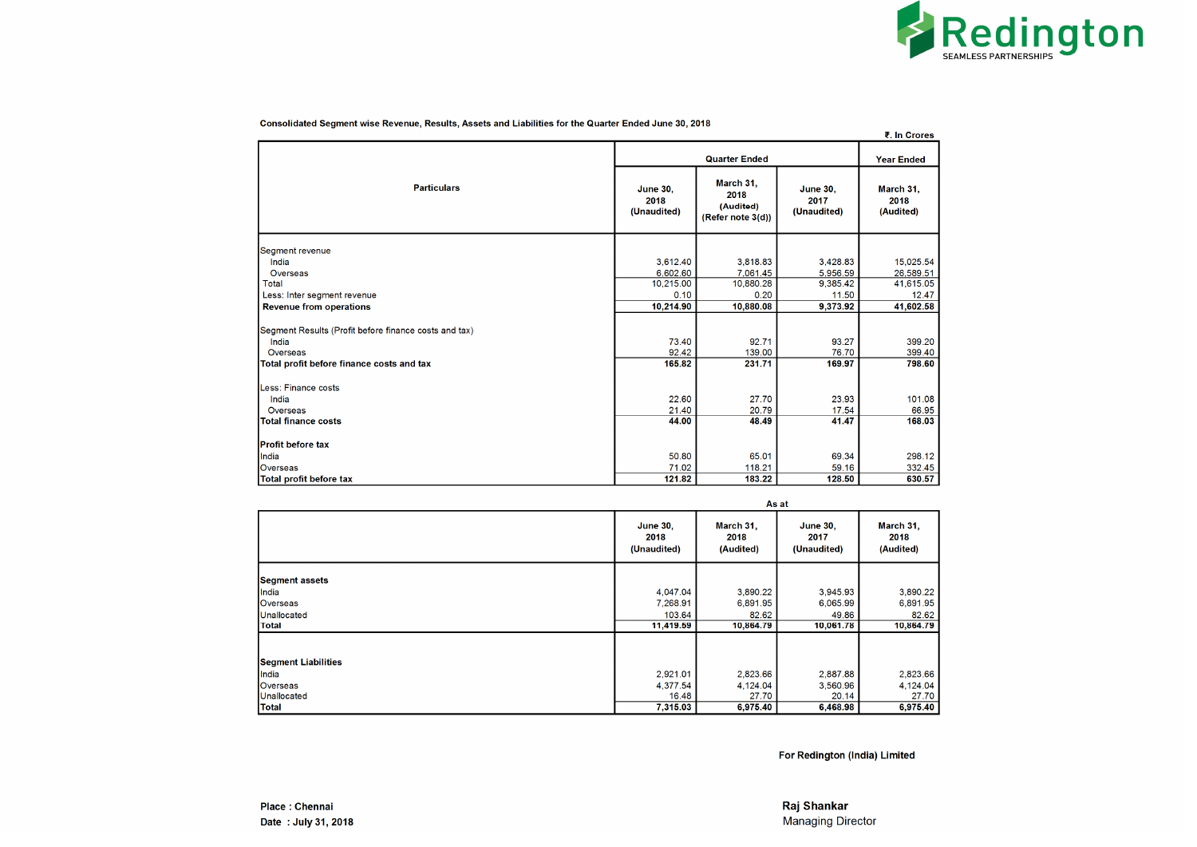Redington
SEAMLESS PARTNERSHIPS

**Consolidated Segment wise Revenue, Results, Assets and Liabilities for the Quarter Ended June 30, 2018**

₹. In Crores

| Particulars | Quarter Ended | | | Year Ended |
|---|---|---|---|---|
| | June 30, 2018 (Unaudited) | March 31, 2018 (Audited) (Refer note 3(d)) | June 30, 2017 (Unaudited) | March 31, 2018 (Audited) |
| Segment revenue | | | | |
| India | 3,612.40 | 3,818.83 | 3,428.83 | 15,025.54 |
| Overseas | 6,602.60 | 7,061.45 | 5,956.59 | 26,589.51 |
| Total | 10,215.00 | 10,880.28 | 9,385.42 | 41,615.05 |
| Less: Inter segment revenue | 0.10 | 0.20 | 11.50 | 12.47 |
| **Revenue from operations** | **10,214.90** | **10,880.08** | **9,373.92** | **41,602.58** |
| Segment Results (Profit before finance costs and tax) | | | | |
| India | 73.40 | 92.71 | 93.27 | 399.20 |
| Overseas | 92.42 | 139.00 | 76.70 | 399.40 |
| **Total profit before finance costs and tax** | **165.82** | **231.71** | **169.97** | **798.60** |
| Less: Finance costs | | | | |
| India | 22.60 | 27.70 | 23.93 | 101.08 |
| Overseas | 21.40 | 20.79 | 17.54 | 66.95 |
| **Total finance costs** | **44.00** | **48.49** | **41.47** | **168.03** |
| **Profit before tax** | | | | |
| India | 50.80 | 65.01 | 69.34 | 298.12 |
| Overseas | 71.02 | 118.21 | 59.16 | 332.45 |
| **Total profit before tax** | **121.82** | **183.22** | **128.50** | **630.57** |

| | As at | | | |
|---|---|---|---|---|
| | June 30, 2018 (Unaudited) | March 31, 2018 (Audited) | June 30, 2017 (Unaudited) | March 31, 2018 (Audited) |
| **Segment assets** | | | | |
| India | 4,047.04 | 3,890.22 | 3,945.93 | 3,890.22 |
| Overseas | 7,268.91 | 6,891.95 | 6,065.99 | 6,891.95 |
| Unallocated | 103.64 | 82.62 | 49.86 | 82.62 |
| **Total** | **11,419.59** | **10,864.79** | **10,061.78** | **10,864.79** |
| **Segment Liabilities** | | | | |
| India | 2,921.01 | 2,823.66 | 2,887.88 | 2,823.66 |
| Overseas | 4,377.54 | 4,124.04 | 3,560.96 | 4,124.04 |
| Unallocated | 16.48 | 27.70 | 20.14 | 27.70 |
| **Total** | **7,315.03** | **6,975.40** | **6,468.98** | **6,975.40** |

**For Redington (India) Limited**

**Place : Chennai**
**Date : July 31, 2018**

**Raj Shankar**
Managing Director